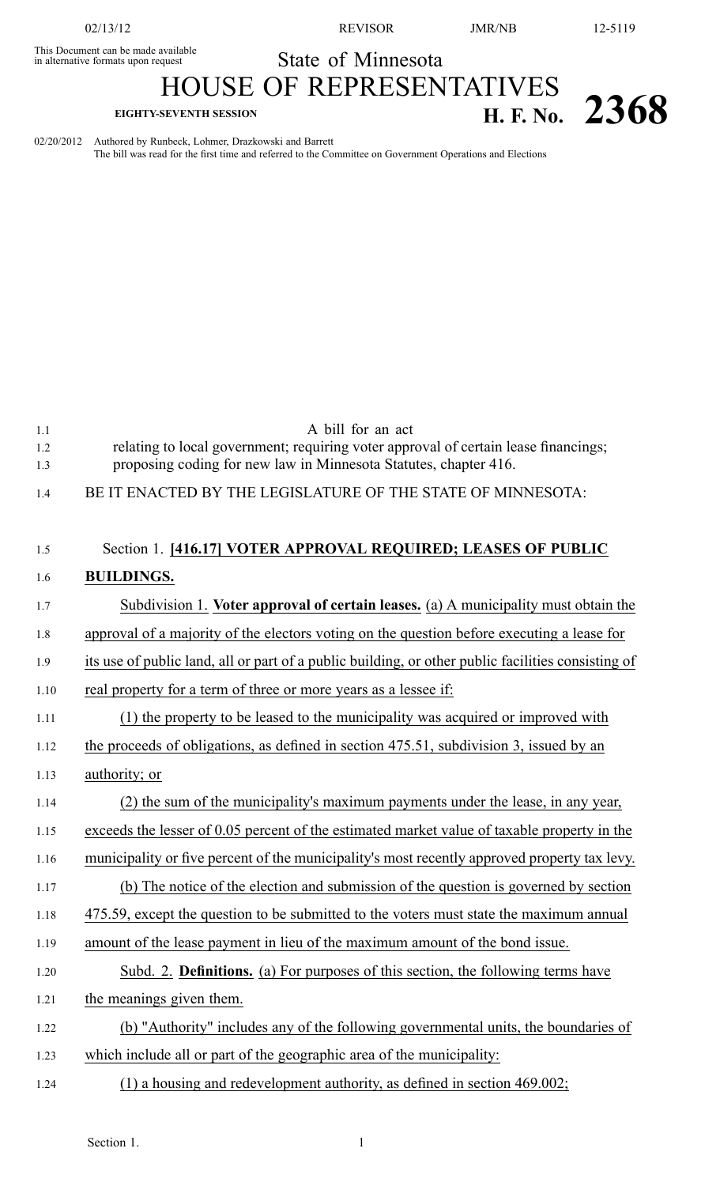This Document can be made available in alternative formats upon request

State of Minnesota

# HOUSE OF REPRESENTATIVES

EIGHTY-SEVENTH SESSION

# H. F. No. 2368

02/20/2012 Authored by Runbeck, Lohmer, Drazkowski and Barrett

The bill was read for the first time and referred to the Committee on Government Operations and Elections

A bill for an act

relating to local government; requiring voter approval of certain lease financings; proposing coding for new law in Minnesota Statutes, chapter 416.

BE IT ENACTED BY THE LEGISLATURE OF THE STATE OF MINNESOTA:

Section 1. **[416.17] VOTER APPROVAL REQUIRED; LEASES OF PUBLIC BUILDINGS.**

Subdivision 1. **Voter approval of certain leases.** (a) A municipality must obtain the approval of a majority of the electors voting on the question before executing a lease for its use of public land, all or part of a public building, or other public facilities consisting of real property for a term of three or more years as a lessee if:

(1) the property to be leased to the municipality was acquired or improved with the proceeds of obligations, as defined in section 475.51, subdivision 3, issued by an authority; or

(2) the sum of the municipality's maximum payments under the lease, in any year, exceeds the lesser of 0.05 percent of the estimated market value of taxable property in the municipality or five percent of the municipality's most recently approved property tax levy.

(b) The notice of the election and submission of the question is governed by section 475.59, except the question to be submitted to the voters must state the maximum annual amount of the lease payment in lieu of the maximum amount of the bond issue.

Subd. 2. **Definitions.** (a) For purposes of this section, the following terms have the meanings given them.

(b) "Authority" includes any of the following governmental units, the boundaries of which include all or part of the geographic area of the municipality:

(1) a housing and redevelopment authority, as defined in section 469.002;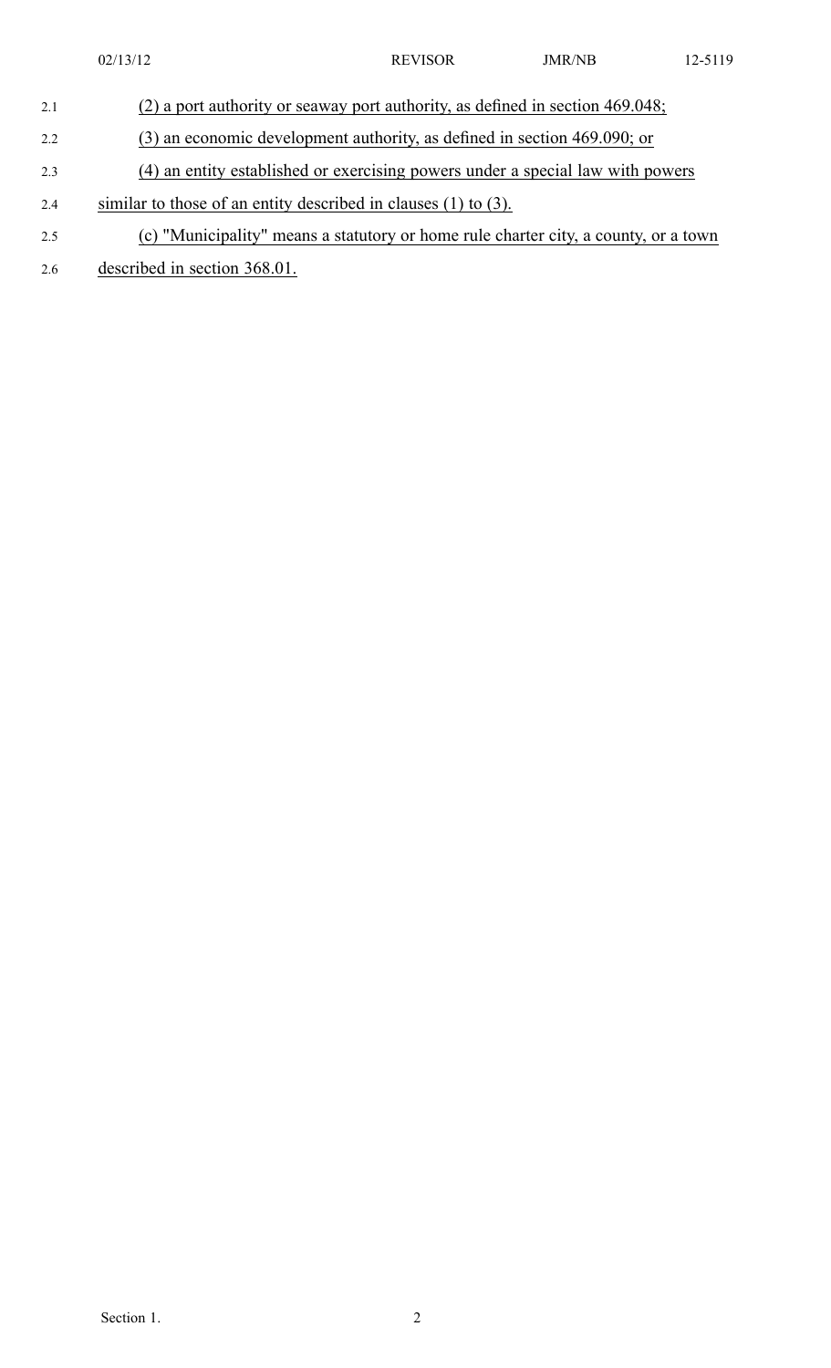(2) a port authority or seaway port authority, as defined in section 469.048;

(3) an economic development authority, as defined in section 469.090; or

(4) an entity established or exercising powers under a special law with powers similar to those of an entity described in clauses (1) to (3).

(c) "Municipality" means a statutory or home rule charter city, a county, or a town described in section 368.01.